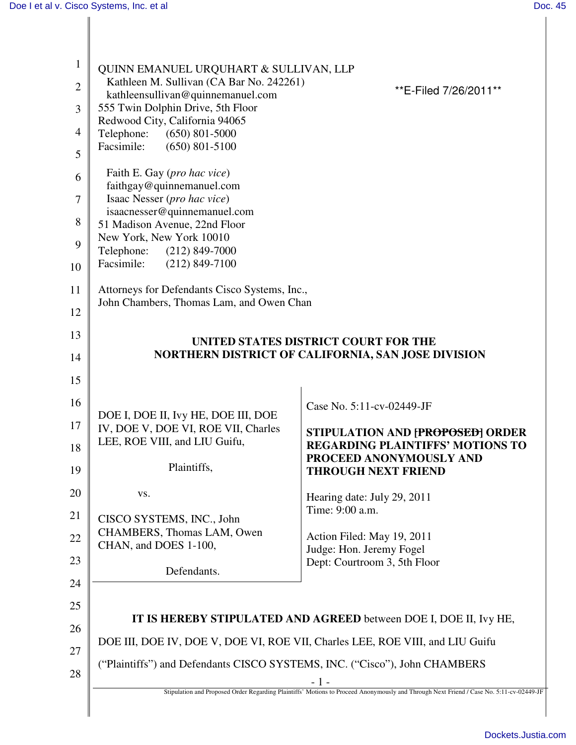QUINN EMANUEL URQUHART & SULLIVAN, LLP
Kathleen M. Sullivan (CA Bar No. 242261)
kathleensullivan@quinnemanuel.com
555 Twin Dolphin Drive, 5th Floor
Redwood City, California 94065
Telephone: (650) 801-5000
Facsimile: (650) 801-5100

**E-Filed 7/26/2011**

Faith E. Gay (*pro hac vice*)
faithgay@quinnemanuel.com
Isaac Nesser (*pro hac vice*)
isaacnesser@quinnemanuel.com
51 Madison Avenue, 22nd Floor
New York, New York 10010
Telephone: (212) 849-7000
Facsimile: (212) 849-7100

Attorneys for Defendants Cisco Systems, Inc., John Chambers, Thomas Lam, and Owen Chan

**UNITED STATES DISTRICT COURT FOR THE NORTHERN DISTRICT OF CALIFORNIA, SAN JOSE DIVISION**

DOE I, DOE II, Ivy HE, DOE III, DOE IV, DOE V, DOE VI, ROE VII, Charles LEE, ROE VIII, and LIU Guifu,

Plaintiffs,

vs.

CISCO SYSTEMS, INC., John CHAMBERS, Thomas LAM, Owen CHAN, and DOES 1-100,

Defendants.

Case No. 5:11-cv-02449-JF

**STIPULATION AND ~~[PROPOSED]~~ ORDER REGARDING PLAINTIFFS' MOTIONS TO PROCEED ANONYMOUSLY AND THROUGH NEXT FRIEND**

Hearing date: July 29, 2011
Time: 9:00 a.m.

Action Filed: May 19, 2011
Judge: Hon. Jeremy Fogel
Dept: Courtroom 3, 5th Floor

**IT IS HEREBY STIPULATED AND AGREED** between DOE I, DOE II, Ivy HE, DOE III, DOE IV, DOE V, DOE VI, ROE VII, Charles LEE, ROE VIII, and LIU Guifu ("Plaintiffs") and Defendants CISCO SYSTEMS, INC. ("Cisco"), John CHAMBERS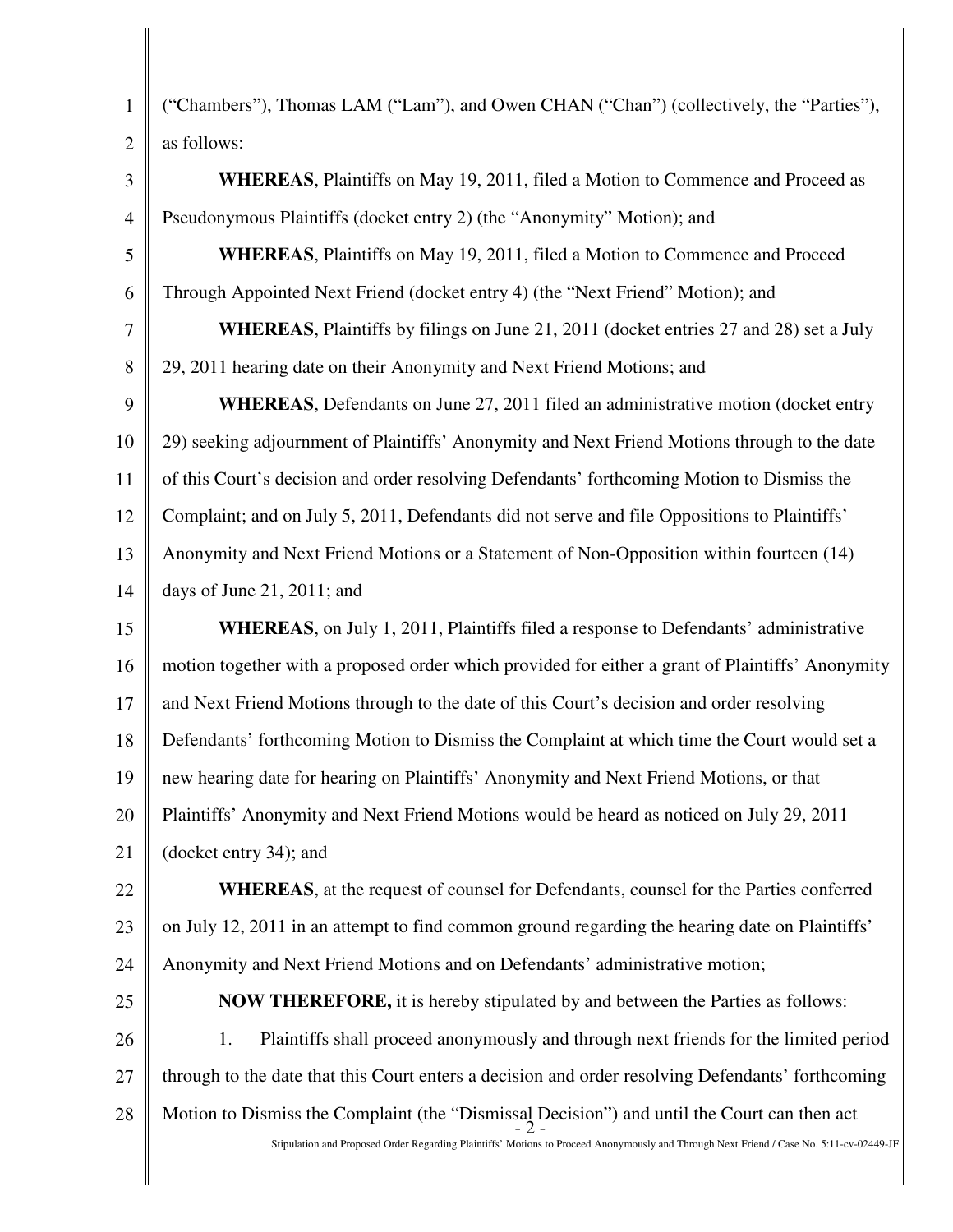("Chambers"), Thomas LAM ("Lam"), and Owen CHAN ("Chan") (collectively, the "Parties"), as follows:

**WHEREAS**, Plaintiffs on May 19, 2011, filed a Motion to Commence and Proceed as Pseudonymous Plaintiffs (docket entry 2) (the "Anonymity" Motion); and

**WHEREAS**, Plaintiffs on May 19, 2011, filed a Motion to Commence and Proceed Through Appointed Next Friend (docket entry 4) (the "Next Friend" Motion); and

**WHEREAS**, Plaintiffs by filings on June 21, 2011 (docket entries 27 and 28) set a July 29, 2011 hearing date on their Anonymity and Next Friend Motions; and

**WHEREAS**, Defendants on June 27, 2011 filed an administrative motion (docket entry 29) seeking adjournment of Plaintiffs' Anonymity and Next Friend Motions through to the date of this Court's decision and order resolving Defendants' forthcoming Motion to Dismiss the Complaint; and on July 5, 2011, Defendants did not serve and file Oppositions to Plaintiffs' Anonymity and Next Friend Motions or a Statement of Non-Opposition within fourteen (14) days of June 21, 2011; and

**WHEREAS**, on July 1, 2011, Plaintiffs filed a response to Defendants' administrative motion together with a proposed order which provided for either a grant of Plaintiffs' Anonymity and Next Friend Motions through to the date of this Court's decision and order resolving Defendants' forthcoming Motion to Dismiss the Complaint at which time the Court would set a new hearing date for hearing on Plaintiffs' Anonymity and Next Friend Motions, or that Plaintiffs' Anonymity and Next Friend Motions would be heard as noticed on July 29, 2011 (docket entry 34); and

**WHEREAS**, at the request of counsel for Defendants, counsel for the Parties conferred on July 12, 2011 in an attempt to find common ground regarding the hearing date on Plaintiffs' Anonymity and Next Friend Motions and on Defendants' administrative motion;

**NOW THEREFORE,** it is hereby stipulated by and between the Parties as follows:

1. Plaintiffs shall proceed anonymously and through next friends for the limited period through to the date that this Court enters a decision and order resolving Defendants' forthcoming Motion to Dismiss the Complaint (the "Dismissal Decision") and until the Court can then act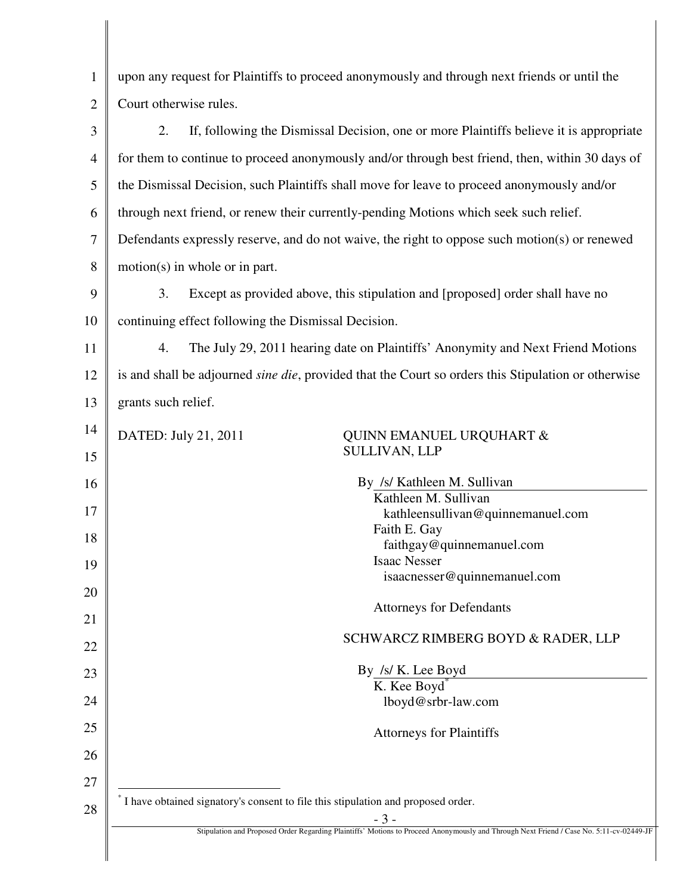upon any request for Plaintiffs to proceed anonymously and through next friends or until the Court otherwise rules.

2. If, following the Dismissal Decision, one or more Plaintiffs believe it is appropriate for them to continue to proceed anonymously and/or through best friend, then, within 30 days of the Dismissal Decision, such Plaintiffs shall move for leave to proceed anonymously and/or through next friend, or renew their currently-pending Motions which seek such relief. Defendants expressly reserve, and do not waive, the right to oppose such motion(s) or renewed motion(s) in whole or in part.

3. Except as provided above, this stipulation and [proposed] order shall have no continuing effect following the Dismissal Decision.

4. The July 29, 2011 hearing date on Plaintiffs' Anonymity and Next Friend Motions is and shall be adjourned *sine die*, provided that the Court so orders this Stipulation or otherwise grants such relief.

DATED: July 21, 2011

QUINN EMANUEL URQUHART & SULLIVAN, LLP

By /s/ Kathleen M. Sullivan
Kathleen M. Sullivan
kathleensullivan@quinnemanuel.com
Faith E. Gay
faithgay@quinnemanuel.com
Isaac Nesser
isaacnesser@quinnemanuel.com

Attorneys for Defendants

SCHWARCZ RIMBERG BOYD & RADER, LLP

By /s/ K. Lee Boyd
K. Kee Boyd*
lboyd@srbr-law.com

Attorneys for Plaintiffs

* I have obtained signatory's consent to file this stipulation and proposed order.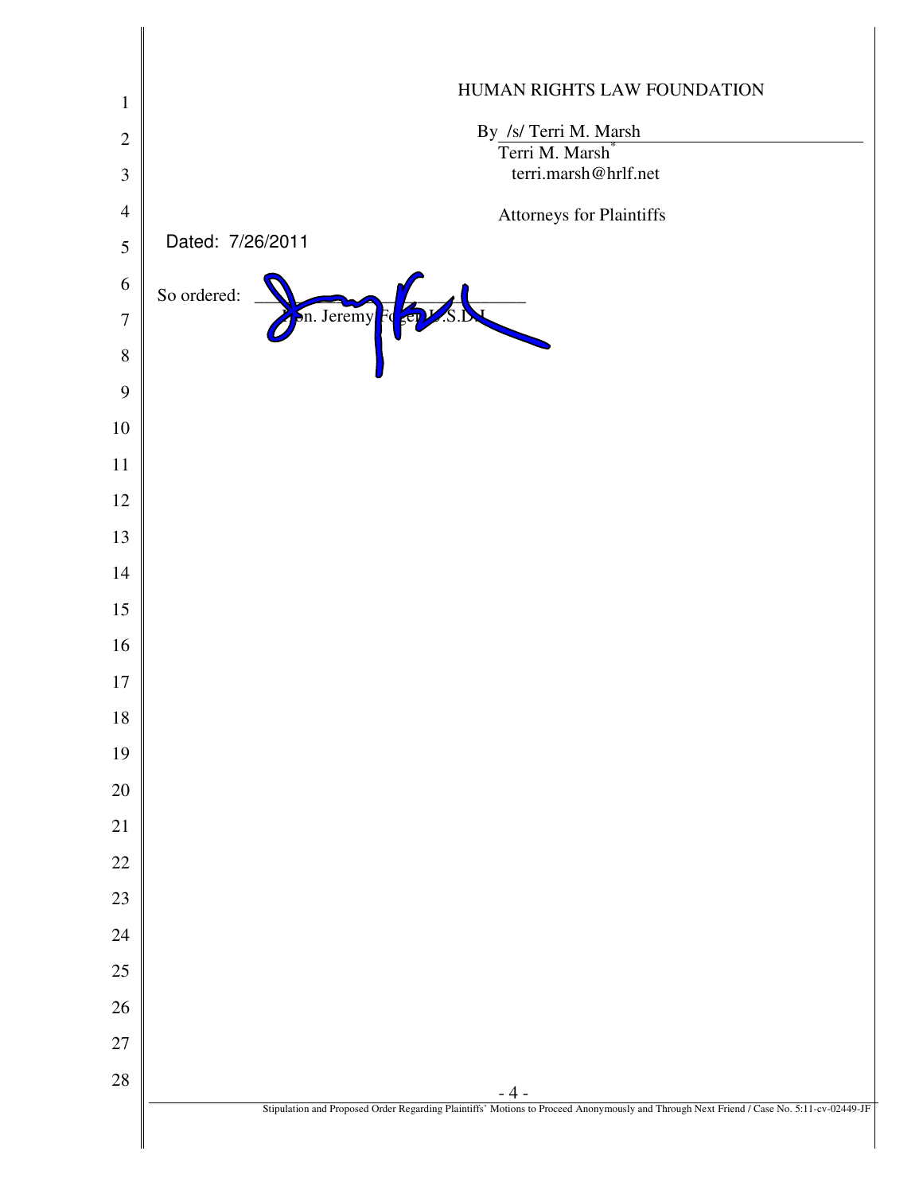HUMAN RIGHTS LAW FOUNDATION

By /s/ Terri M. Marsh
Terri M. Marsh*
terri.marsh@hrlf.net

Attorneys for Plaintiffs

Dated: 7/26/2011

So ordered: ______________________________
Hon. Jeremy Fogel U.S.D.J.